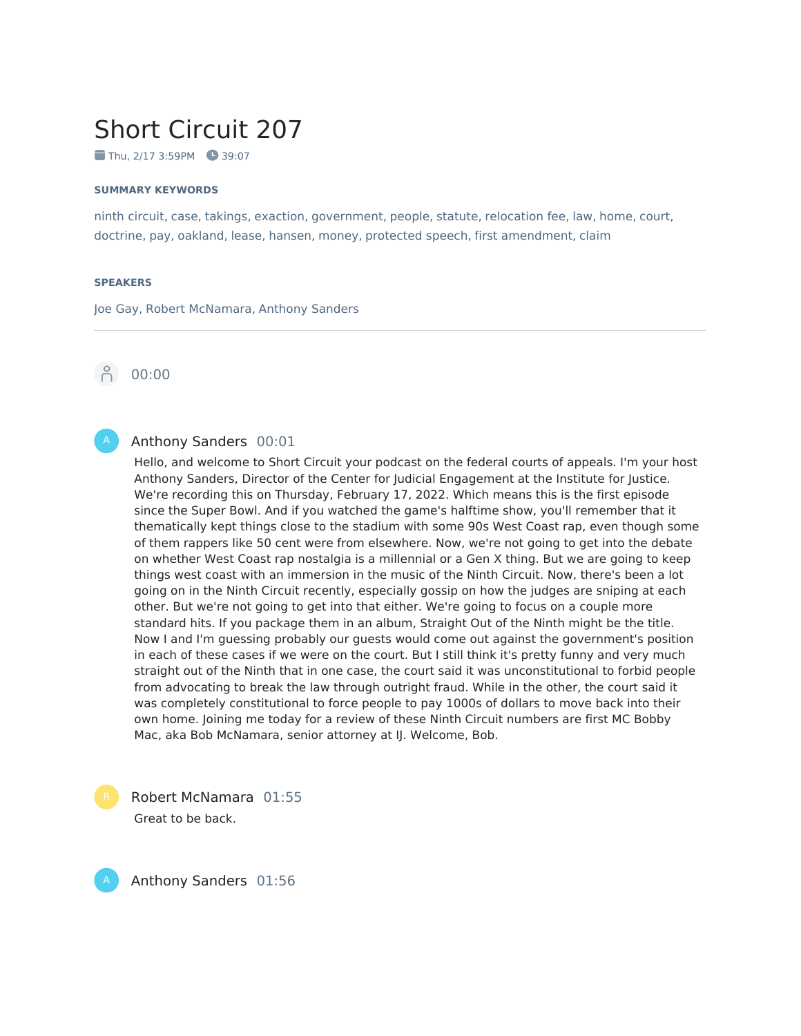# Short Circuit 207

Thu, 2/17 3:59PM 39:07

**SUMMARY KEYWORDS**

ninth circuit, case, takings, exaction, government, people, statute, relocation fee, law, home, court, doctrine, pay, oakland, lease, hansen, money, protected speech, first amendment, claim

**SPEAKERS**

Joe Gay, Robert McNamara, Anthony Sanders

---

00:00

**Anthony Sanders** 00:01

Hello, and welcome to Short Circuit your podcast on the federal courts of appeals. I'm your host Anthony Sanders, Director of the Center for Judicial Engagement at the Institute for Justice. We're recording this on Thursday, February 17, 2022. Which means this is the first episode since the Super Bowl. And if you watched the game's halftime show, you'll remember that it thematically kept things close to the stadium with some 90s West Coast rap, even though some of them rappers like 50 cent were from elsewhere. Now, we're not going to get into the debate on whether West Coast rap nostalgia is a millennial or a Gen X thing. But we are going to keep things west coast with an immersion in the music of the Ninth Circuit. Now, there's been a lot going on in the Ninth Circuit recently, especially gossip on how the judges are sniping at each other. But we're not going to get into that either. We're going to focus on a couple more standard hits. If you package them in an album, Straight Out of the Ninth might be the title. Now I and I'm guessing probably our guests would come out against the government's position in each of these cases if we were on the court. But I still think it's pretty funny and very much straight out of the Ninth that in one case, the court said it was unconstitutional to forbid people from advocating to break the law through outright fraud. While in the other, the court said it was completely constitutional to force people to pay 1000s of dollars to move back into their own home. Joining me today for a review of these Ninth Circuit numbers are first MC Bobby Mac, aka Bob McNamara, senior attorney at IJ. Welcome, Bob.

**Robert McNamara** 01:55

Great to be back.

**Anthony Sanders** 01:56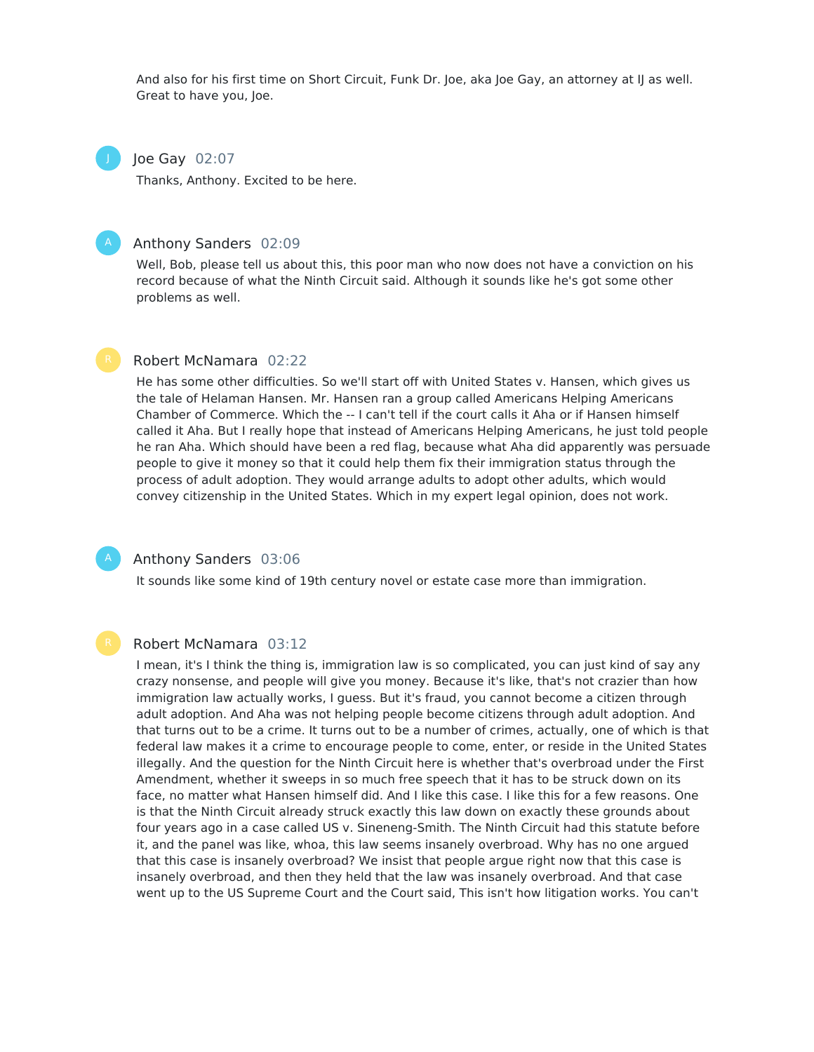And also for his first time on Short Circuit, Funk Dr. Joe, aka Joe Gay, an attorney at IJ as well. Great to have you, Joe.

**Joe Gay** 02:07

Thanks, Anthony. Excited to be here.

**Anthony Sanders** 02:09

Well, Bob, please tell us about this, this poor man who now does not have a conviction on his record because of what the Ninth Circuit said. Although it sounds like he's got some other problems as well.

**Robert McNamara** 02:22

He has some other difficulties. So we'll start off with United States v. Hansen, which gives us the tale of Helaman Hansen. Mr. Hansen ran a group called Americans Helping Americans Chamber of Commerce. Which the -- I can't tell if the court calls it Aha or if Hansen himself called it Aha. But I really hope that instead of Americans Helping Americans, he just told people he ran Aha. Which should have been a red flag, because what Aha did apparently was persuade people to give it money so that it could help them fix their immigration status through the process of adult adoption. They would arrange adults to adopt other adults, which would convey citizenship in the United States. Which in my expert legal opinion, does not work.

**Anthony Sanders** 03:06

It sounds like some kind of 19th century novel or estate case more than immigration.

**Robert McNamara** 03:12

I mean, it's I think the thing is, immigration law is so complicated, you can just kind of say any crazy nonsense, and people will give you money. Because it's like, that's not crazier than how immigration law actually works, I guess. But it's fraud, you cannot become a citizen through adult adoption. And Aha was not helping people become citizens through adult adoption. And that turns out to be a crime. It turns out to be a number of crimes, actually, one of which is that federal law makes it a crime to encourage people to come, enter, or reside in the United States illegally. And the question for the Ninth Circuit here is whether that's overbroad under the First Amendment, whether it sweeps in so much free speech that it has to be struck down on its face, no matter what Hansen himself did. And I like this case. I like this for a few reasons. One is that the Ninth Circuit already struck exactly this law down on exactly these grounds about four years ago in a case called US v. Sineneng-Smith. The Ninth Circuit had this statute before it, and the panel was like, whoa, this law seems insanely overbroad. Why has no one argued that this case is insanely overbroad? We insist that people argue right now that this case is insanely overbroad, and then they held that the law was insanely overbroad. And that case went up to the US Supreme Court and the Court said, This isn't how litigation works. You can't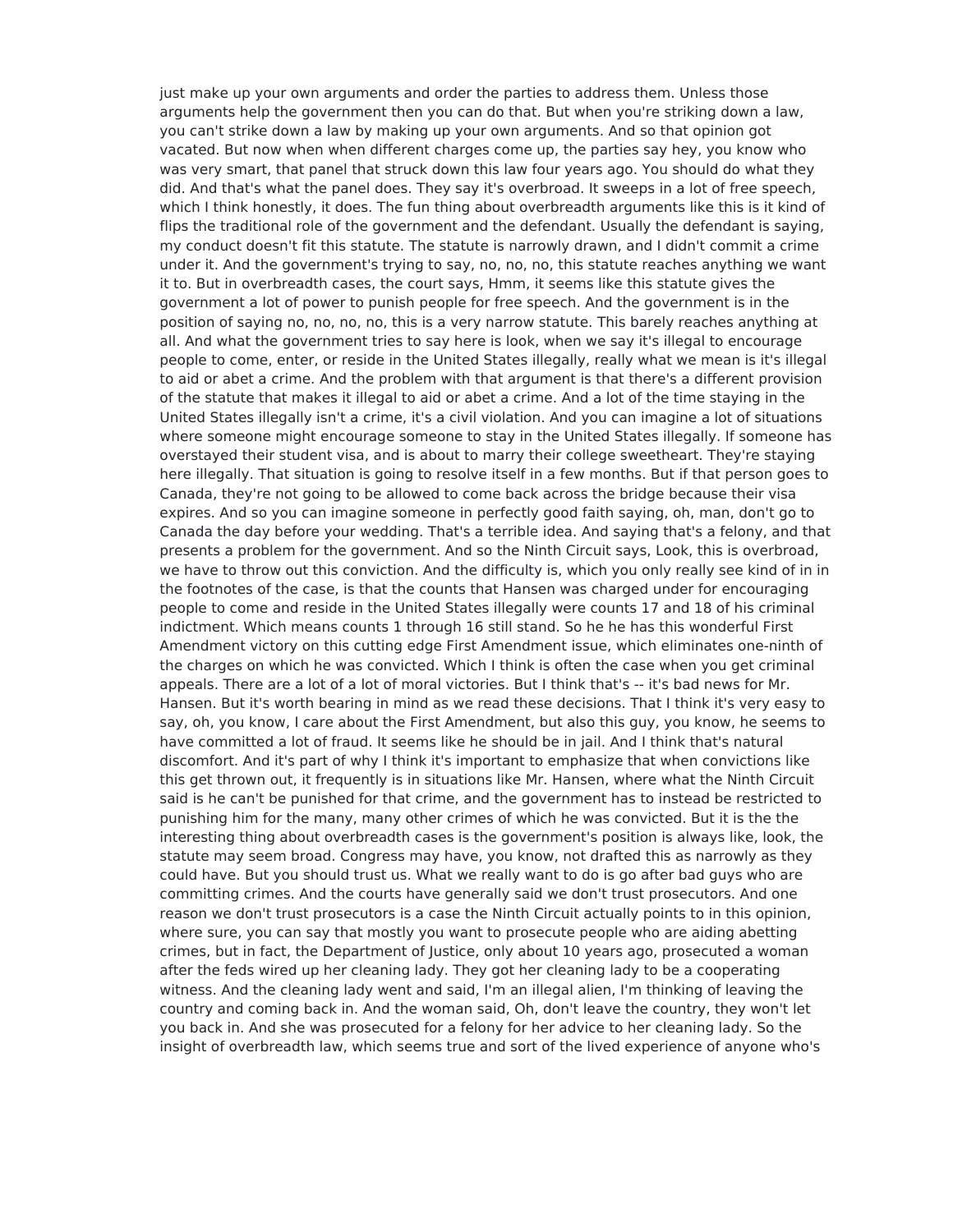just make up your own arguments and order the parties to address them. Unless those arguments help the government then you can do that. But when you're striking down a law, you can't strike down a law by making up your own arguments. And so that opinion got vacated. But now when when different charges come up, the parties say hey, you know who was very smart, that panel that struck down this law four years ago. You should do what they did. And that's what the panel does. They say it's overbroad. It sweeps in a lot of free speech, which I think honestly, it does. The fun thing about overbreadth arguments like this is it kind of flips the traditional role of the government and the defendant. Usually the defendant is saying, my conduct doesn't fit this statute. The statute is narrowly drawn, and I didn't commit a crime under it. And the government's trying to say, no, no, no, this statute reaches anything we want it to. But in overbreadth cases, the court says, Hmm, it seems like this statute gives the government a lot of power to punish people for free speech. And the government is in the position of saying no, no, no, no, this is a very narrow statute. This barely reaches anything at all. And what the government tries to say here is look, when we say it's illegal to encourage people to come, enter, or reside in the United States illegally, really what we mean is it's illegal to aid or abet a crime. And the problem with that argument is that there's a different provision of the statute that makes it illegal to aid or abet a crime. And a lot of the time staying in the United States illegally isn't a crime, it's a civil violation. And you can imagine a lot of situations where someone might encourage someone to stay in the United States illegally. If someone has overstayed their student visa, and is about to marry their college sweetheart. They're staying here illegally. That situation is going to resolve itself in a few months. But if that person goes to Canada, they're not going to be allowed to come back across the bridge because their visa expires. And so you can imagine someone in perfectly good faith saying, oh, man, don't go to Canada the day before your wedding. That's a terrible idea. And saying that's a felony, and that presents a problem for the government. And so the Ninth Circuit says, Look, this is overbroad, we have to throw out this conviction. And the difficulty is, which you only really see kind of in in the footnotes of the case, is that the counts that Hansen was charged under for encouraging people to come and reside in the United States illegally were counts 17 and 18 of his criminal indictment. Which means counts 1 through 16 still stand. So he he has this wonderful First Amendment victory on this cutting edge First Amendment issue, which eliminates one-ninth of the charges on which he was convicted. Which I think is often the case when you get criminal appeals. There are a lot of a lot of moral victories. But I think that's -- it's bad news for Mr. Hansen. But it's worth bearing in mind as we read these decisions. That I think it's very easy to say, oh, you know, I care about the First Amendment, but also this guy, you know, he seems to have committed a lot of fraud. It seems like he should be in jail. And I think that's natural discomfort. And it's part of why I think it's important to emphasize that when convictions like this get thrown out, it frequently is in situations like Mr. Hansen, where what the Ninth Circuit said is he can't be punished for that crime, and the government has to instead be restricted to punishing him for the many, many other crimes of which he was convicted. But it is the the interesting thing about overbreadth cases is the government's position is always like, look, the statute may seem broad. Congress may have, you know, not drafted this as narrowly as they could have. But you should trust us. What we really want to do is go after bad guys who are committing crimes. And the courts have generally said we don't trust prosecutors. And one reason we don't trust prosecutors is a case the Ninth Circuit actually points to in this opinion, where sure, you can say that mostly you want to prosecute people who are aiding abetting crimes, but in fact, the Department of Justice, only about 10 years ago, prosecuted a woman after the feds wired up her cleaning lady. They got her cleaning lady to be a cooperating witness. And the cleaning lady went and said, I'm an illegal alien, I'm thinking of leaving the country and coming back in. And the woman said, Oh, don't leave the country, they won't let you back in. And she was prosecuted for a felony for her advice to her cleaning lady. So the insight of overbreadth law, which seems true and sort of the lived experience of anyone who's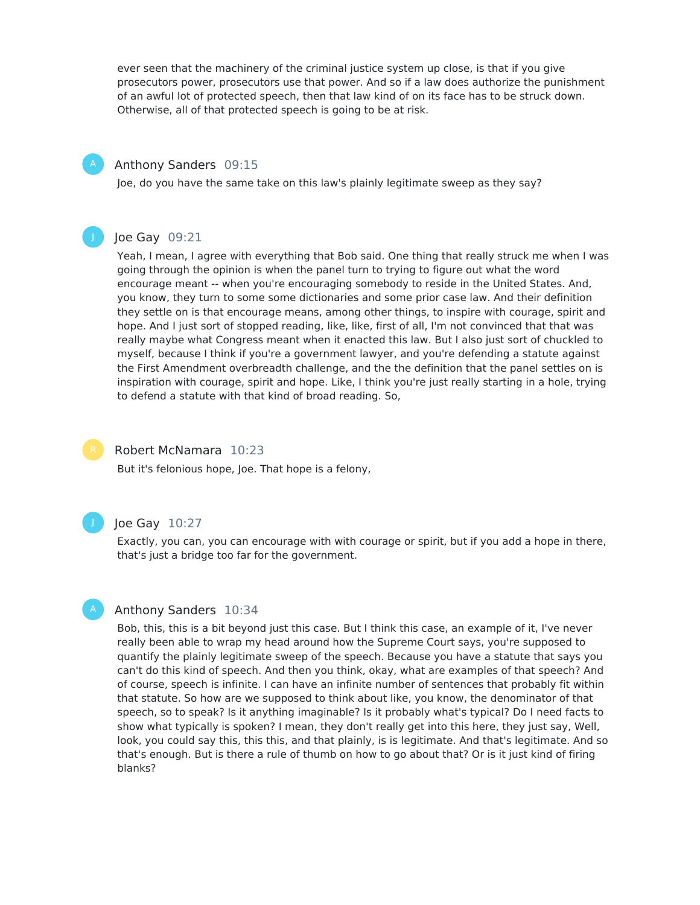ever seen that the machinery of the criminal justice system up close, is that if you give prosecutors power, prosecutors use that power. And so if a law does authorize the punishment of an awful lot of protected speech, then that law kind of on its face has to be struck down. Otherwise, all of that protected speech is going to be at risk.

**Anthony Sanders** 09:15

Joe, do you have the same take on this law's plainly legitimate sweep as they say?

**Joe Gay** 09:21

Yeah, I mean, I agree with everything that Bob said. One thing that really struck me when I was going through the opinion is when the panel turn to trying to figure out what the word encourage meant -- when you're encouraging somebody to reside in the United States. And, you know, they turn to some some dictionaries and some prior case law. And their definition they settle on is that encourage means, among other things, to inspire with courage, spirit and hope. And I just sort of stopped reading, like, like, first of all, I'm not convinced that that was really maybe what Congress meant when it enacted this law. But I also just sort of chuckled to myself, because I think if you're a government lawyer, and you're defending a statute against the First Amendment overbreadth challenge, and the the definition that the panel settles on is inspiration with courage, spirit and hope. Like, I think you're just really starting in a hole, trying to defend a statute with that kind of broad reading. So,

**Robert McNamara** 10:23

But it's felonious hope, Joe. That hope is a felony,

**Joe Gay** 10:27

Exactly, you can, you can encourage with with courage or spirit, but if you add a hope in there, that's just a bridge too far for the government.

**Anthony Sanders** 10:34

Bob, this, this is a bit beyond just this case. But I think this case, an example of it, I've never really been able to wrap my head around how the Supreme Court says, you're supposed to quantify the plainly legitimate sweep of the speech. Because you have a statute that says you can't do this kind of speech. And then you think, okay, what are examples of that speech? And of course, speech is infinite. I can have an infinite number of sentences that probably fit within that statute. So how are we supposed to think about like, you know, the denominator of that speech, so to speak? Is it anything imaginable? Is it probably what's typical? Do I need facts to show what typically is spoken? I mean, they don't really get into this here, they just say, Well, look, you could say this, this this, and that plainly, is is legitimate. And that's legitimate. And so that's enough. But is there a rule of thumb on how to go about that? Or is it just kind of firing blanks?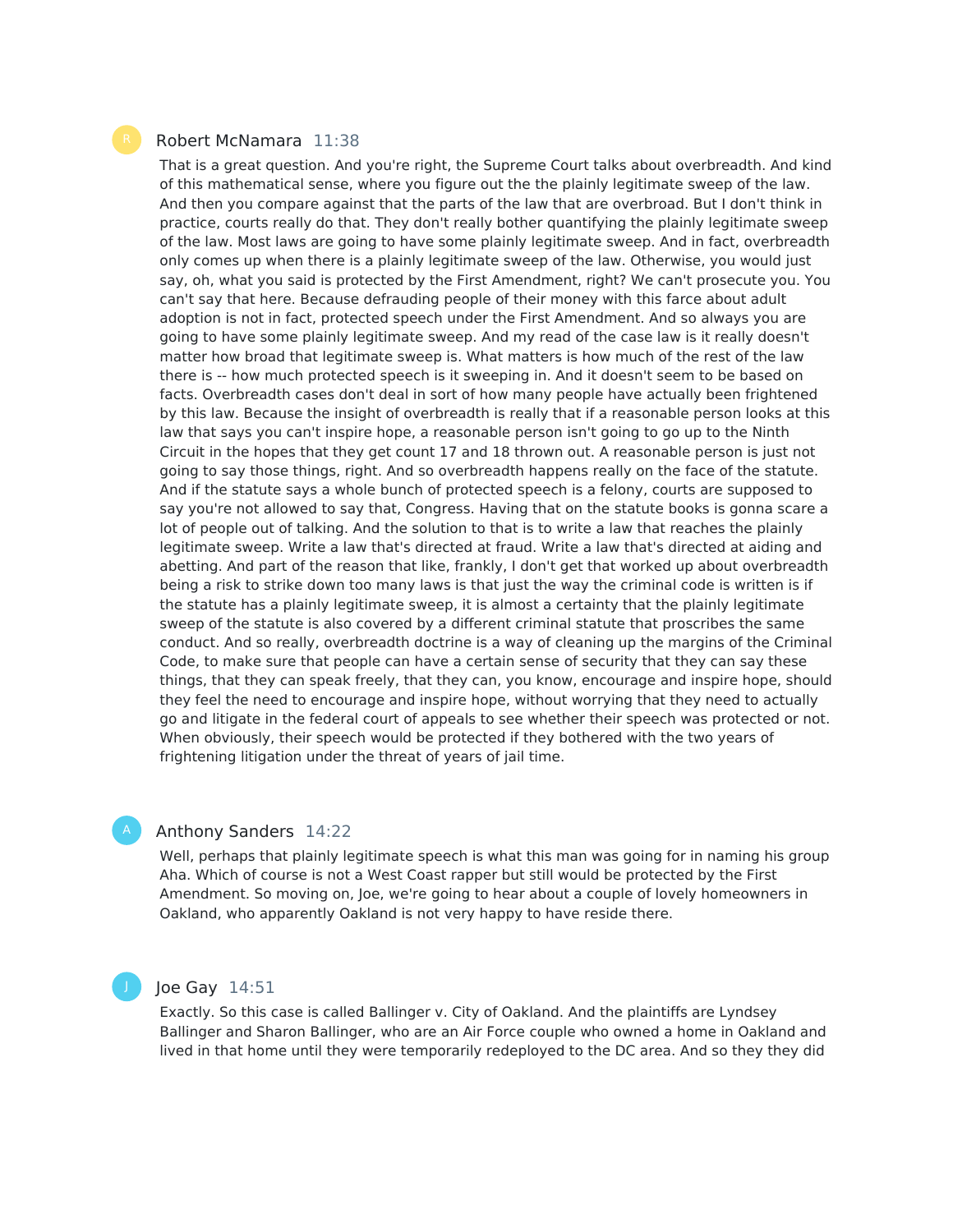Robert McNamara 11:38

That is a great question. And you're right, the Supreme Court talks about overbreadth. And kind of this mathematical sense, where you figure out the the plainly legitimate sweep of the law. And then you compare against that the parts of the law that are overbroad. But I don't think in practice, courts really do that. They don't really bother quantifying the plainly legitimate sweep of the law. Most laws are going to have some plainly legitimate sweep. And in fact, overbreadth only comes up when there is a plainly legitimate sweep of the law. Otherwise, you would just say, oh, what you said is protected by the First Amendment, right? We can't prosecute you. You can't say that here. Because defrauding people of their money with this farce about adult adoption is not in fact, protected speech under the First Amendment. And so always you are going to have some plainly legitimate sweep. And my read of the case law is it really doesn't matter how broad that legitimate sweep is. What matters is how much of the rest of the law there is -- how much protected speech is it sweeping in. And it doesn't seem to be based on facts. Overbreadth cases don't deal in sort of how many people have actually been frightened by this law. Because the insight of overbreadth is really that if a reasonable person looks at this law that says you can't inspire hope, a reasonable person isn't going to go up to the Ninth Circuit in the hopes that they get count 17 and 18 thrown out. A reasonable person is just not going to say those things, right. And so overbreadth happens really on the face of the statute. And if the statute says a whole bunch of protected speech is a felony, courts are supposed to say you're not allowed to say that, Congress. Having that on the statute books is gonna scare a lot of people out of talking. And the solution to that is to write a law that reaches the plainly legitimate sweep. Write a law that's directed at fraud. Write a law that's directed at aiding and abetting. And part of the reason that like, frankly, I don't get that worked up about overbreadth being a risk to strike down too many laws is that just the way the criminal code is written is if the statute has a plainly legitimate sweep, it is almost a certainty that the plainly legitimate sweep of the statute is also covered by a different criminal statute that proscribes the same conduct. And so really, overbreadth doctrine is a way of cleaning up the margins of the Criminal Code, to make sure that people can have a certain sense of security that they can say these things, that they can speak freely, that they can, you know, encourage and inspire hope, should they feel the need to encourage and inspire hope, without worrying that they need to actually go and litigate in the federal court of appeals to see whether their speech was protected or not. When obviously, their speech would be protected if they bothered with the two years of frightening litigation under the threat of years of jail time.

Anthony Sanders 14:22

Well, perhaps that plainly legitimate speech is what this man was going for in naming his group Aha. Which of course is not a West Coast rapper but still would be protected by the First Amendment. So moving on, Joe, we're going to hear about a couple of lovely homeowners in Oakland, who apparently Oakland is not very happy to have reside there.

Joe Gay 14:51

Exactly. So this case is called Ballinger v. City of Oakland. And the plaintiffs are Lyndsey Ballinger and Sharon Ballinger, who are an Air Force couple who owned a home in Oakland and lived in that home until they were temporarily redeployed to the DC area. And so they they did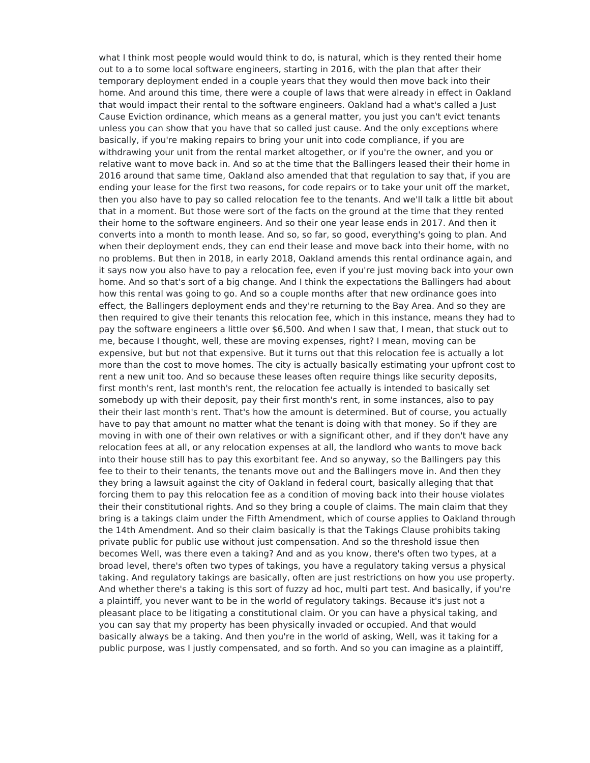what I think most people would would think to do, is natural, which is they rented their home out to a to some local software engineers, starting in 2016, with the plan that after their temporary deployment ended in a couple years that they would then move back into their home. And around this time, there were a couple of laws that were already in effect in Oakland that would impact their rental to the software engineers. Oakland had a what's called a Just Cause Eviction ordinance, which means as a general matter, you just you can't evict tenants unless you can show that you have that so called just cause. And the only exceptions where basically, if you're making repairs to bring your unit into code compliance, if you are withdrawing your unit from the rental market altogether, or if you're the owner, and you or relative want to move back in. And so at the time that the Ballingers leased their their home in 2016 around that same time, Oakland also amended that that regulation to say that, if you are ending your lease for the first two reasons, for code repairs or to take your unit off the market, then you also have to pay so called relocation fee to the tenants. And we'll talk a little bit about that in a moment. But those were sort of the facts on the ground at the time that they rented their home to the software engineers. And so their one year lease ends in 2017. And then it converts into a month to month lease. And so, so far, so good, everything's going to plan. And when their deployment ends, they can end their lease and move back into their home, with no no problems. But then in 2018, in early 2018, Oakland amends this rental ordinance again, and it says now you also have to pay a relocation fee, even if you're just moving back into your own home. And so that's sort of a big change. And I think the expectations the Ballingers had about how this rental was going to go. And so a couple months after that new ordinance goes into effect, the Ballingers deployment ends and they're returning to the Bay Area. And so they are then required to give their tenants this relocation fee, which in this instance, means they had to pay the software engineers a little over $6,500. And when I saw that, I mean, that stuck out to me, because I thought, well, these are moving expenses, right? I mean, moving can be expensive, but but not that expensive. But it turns out that this relocation fee is actually a lot more than the cost to move homes. The city is actually basically estimating your upfront cost to rent a new unit too. And so because these leases often require things like security deposits, first month's rent, last month's rent, the relocation fee actually is intended to basically set somebody up with their deposit, pay their first month's rent, in some instances, also to pay their their last month's rent. That's how the amount is determined. But of course, you actually have to pay that amount no matter what the tenant is doing with that money. So if they are moving in with one of their own relatives or with a significant other, and if they don't have any relocation fees at all, or any relocation expenses at all, the landlord who wants to move back into their house still has to pay this exorbitant fee. And so anyway, so the Ballingers pay this fee to their to their tenants, the tenants move out and the Ballingers move in. And then they they bring a lawsuit against the city of Oakland in federal court, basically alleging that that forcing them to pay this relocation fee as a condition of moving back into their house violates their their constitutional rights. And so they bring a couple of claims. The main claim that they bring is a takings claim under the Fifth Amendment, which of course applies to Oakland through the 14th Amendment. And so their claim basically is that the Takings Clause prohibits taking private public for public use without just compensation. And so the threshold issue then becomes Well, was there even a taking? And and as you know, there's often two types, at a broad level, there's often two types of takings, you have a regulatory taking versus a physical taking. And regulatory takings are basically, often are just restrictions on how you use property. And whether there's a taking is this sort of fuzzy ad hoc, multi part test. And basically, if you're a plaintiff, you never want to be in the world of regulatory takings. Because it's just not a pleasant place to be litigating a constitutional claim. Or you can have a physical taking, and you can say that my property has been physically invaded or occupied. And that would basically always be a taking. And then you're in the world of asking, Well, was it taking for a public purpose, was I justly compensated, and so forth. And so you can imagine as a plaintiff,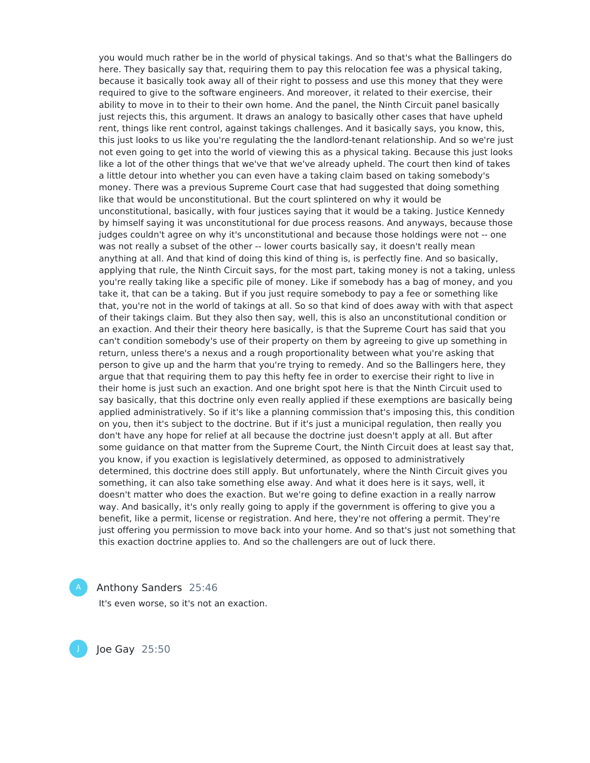you would much rather be in the world of physical takings. And so that's what the Ballingers do here. They basically say that, requiring them to pay this relocation fee was a physical taking, because it basically took away all of their right to possess and use this money that they were required to give to the software engineers. And moreover, it related to their exercise, their ability to move in to their to their own home. And the panel, the Ninth Circuit panel basically just rejects this, this argument. It draws an analogy to basically other cases that have upheld rent, things like rent control, against takings challenges. And it basically says, you know, this, this just looks to us like you're regulating the the landlord-tenant relationship. And so we're just not even going to get into the world of viewing this as a physical taking. Because this just looks like a lot of the other things that we've that we've already upheld. The court then kind of takes a little detour into whether you can even have a taking claim based on taking somebody's money. There was a previous Supreme Court case that had suggested that doing something like that would be unconstitutional. But the court splintered on why it would be unconstitutional, basically, with four justices saying that it would be a taking. Justice Kennedy by himself saying it was unconstitutional for due process reasons. And anyways, because those judges couldn't agree on why it's unconstitutional and because those holdings were not -- one was not really a subset of the other -- lower courts basically say, well, it doesn't really mean anything at all. And that kind of doing this kind of thing is, is perfectly fine. And so basically, applying that rule, the Ninth Circuit says, for the most part, taking money is not a taking, unless you're really taking like a specific pile of money. Like if somebody has a bag of money, and you take it, that can be a taking. But if you just require somebody to pay a fee or something like that, you're not in the world of takings at all. So so that kind of does away with with that aspect of their takings claim. But they also then say, well, this is also an unconstitutional condition or an exaction. And their their theory here basically, is that the Supreme Court has said that you can't condition somebody's use of their property on them by agreeing to give up something in return, unless there's a nexus and a rough proportionality between what you're asking that person to give up and the harm that you're trying to remedy. And so the Ballingers here, they argue that that requiring them to pay this hefty fee in order to exercise their right to live in their home is just such an exaction. And one bright spot here is that the Ninth Circuit used to say basically, that this doctrine only even really applied if these exemptions are basically being applied administratively. So if it's like a planning commission that's imposing this, this condition on you, then it's subject to the doctrine. But if it's just a municipal regulation, then really you don't have any hope for relief at all because the doctrine just doesn't apply at all. But after some guidance on that matter from the Supreme Court, the Ninth Circuit does at least say that, you know, if you exaction is legislatively determined, as opposed to administratively determined, this doctrine does still apply. But unfortunately, where the Ninth Circuit gives you something, it can also take something else away. And what it does here is it says, well, it doesn't matter who does the exaction. But we're going to define exaction in a really narrow way. And basically, it's only really going to apply if the government is offering to give you a benefit, like a permit, license or registration. And here, they're not offering a permit. They're just offering you permission to move back into your home. And so that's just not something that this exaction doctrine applies to. And so the challengers are out of luck there.

**Anthony Sanders** 25:46

It's even worse, so it's not an exaction.

**Joe Gay** 25:50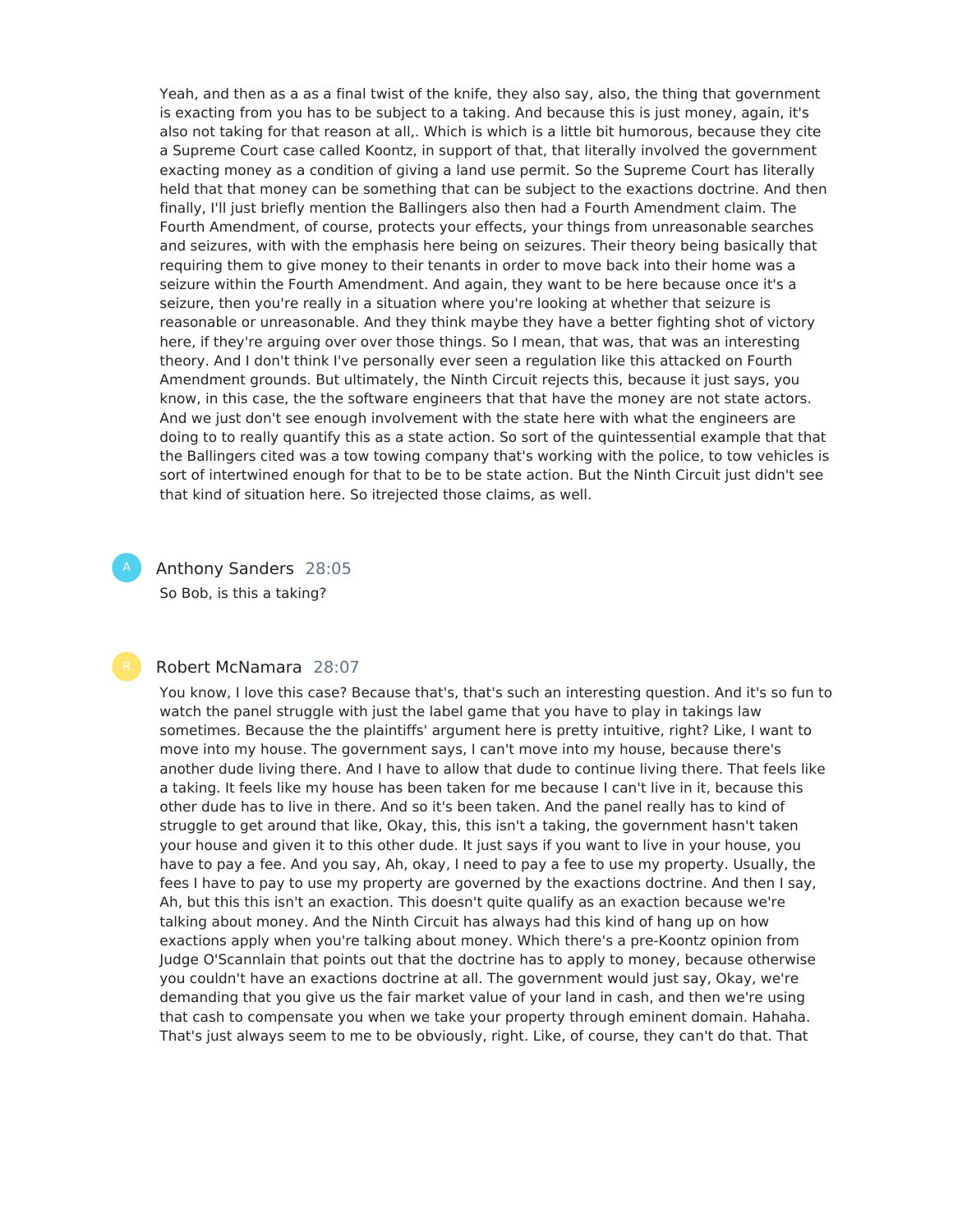Yeah, and then as a as a final twist of the knife, they also say, also, the thing that government is exacting from you has to be subject to a taking. And because this is just money, again, it's also not taking for that reason at all,. Which is which is a little bit humorous, because they cite a Supreme Court case called Koontz, in support of that, that literally involved the government exacting money as a condition of giving a land use permit. So the Supreme Court has literally held that that money can be something that can be subject to the exactions doctrine. And then finally, I'll just briefly mention the Ballingers also then had a Fourth Amendment claim. The Fourth Amendment, of course, protects your effects, your things from unreasonable searches and seizures, with with the emphasis here being on seizures. Their theory being basically that requiring them to give money to their tenants in order to move back into their home was a seizure within the Fourth Amendment. And again, they want to be here because once it's a seizure, then you're really in a situation where you're looking at whether that seizure is reasonable or unreasonable. And they think maybe they have a better fighting shot of victory here, if they're arguing over over those things. So I mean, that was, that was an interesting theory. And I don't think I've personally ever seen a regulation like this attacked on Fourth Amendment grounds. But ultimately, the Ninth Circuit rejects this, because it just says, you know, in this case, the the software engineers that that have the money are not state actors. And we just don't see enough involvement with the state here with what the engineers are doing to to really quantify this as a state action. So sort of the quintessential example that that the Ballingers cited was a tow towing company that's working with the police, to tow vehicles is sort of intertwined enough for that to be to be state action. But the Ninth Circuit just didn't see that kind of situation here. So itrejected those claims, as well.

Anthony Sanders 28:05

So Bob, is this a taking?

Robert McNamara 28:07

You know, I love this case? Because that's, that's such an interesting question. And it's so fun to watch the panel struggle with just the label game that you have to play in takings law sometimes. Because the the plaintiffs' argument here is pretty intuitive, right? Like, I want to move into my house. The government says, I can't move into my house, because there's another dude living there. And I have to allow that dude to continue living there. That feels like a taking. It feels like my house has been taken for me because I can't live in it, because this other dude has to live in there. And so it's been taken. And the panel really has to kind of struggle to get around that like, Okay, this, this isn't a taking, the government hasn't taken your house and given it to this other dude. It just says if you want to live in your house, you have to pay a fee. And you say, Ah, okay, I need to pay a fee to use my property. Usually, the fees I have to pay to use my property are governed by the exactions doctrine. And then I say, Ah, but this this isn't an exaction. This doesn't quite qualify as an exaction because we're talking about money. And the Ninth Circuit has always had this kind of hang up on how exactions apply when you're talking about money. Which there's a pre-Koontz opinion from Judge O'Scannlain that points out that the doctrine has to apply to money, because otherwise you couldn't have an exactions doctrine at all. The government would just say, Okay, we're demanding that you give us the fair market value of your land in cash, and then we're using that cash to compensate you when we take your property through eminent domain. Hahaha. That's just always seem to me to be obviously, right. Like, of course, they can't do that. That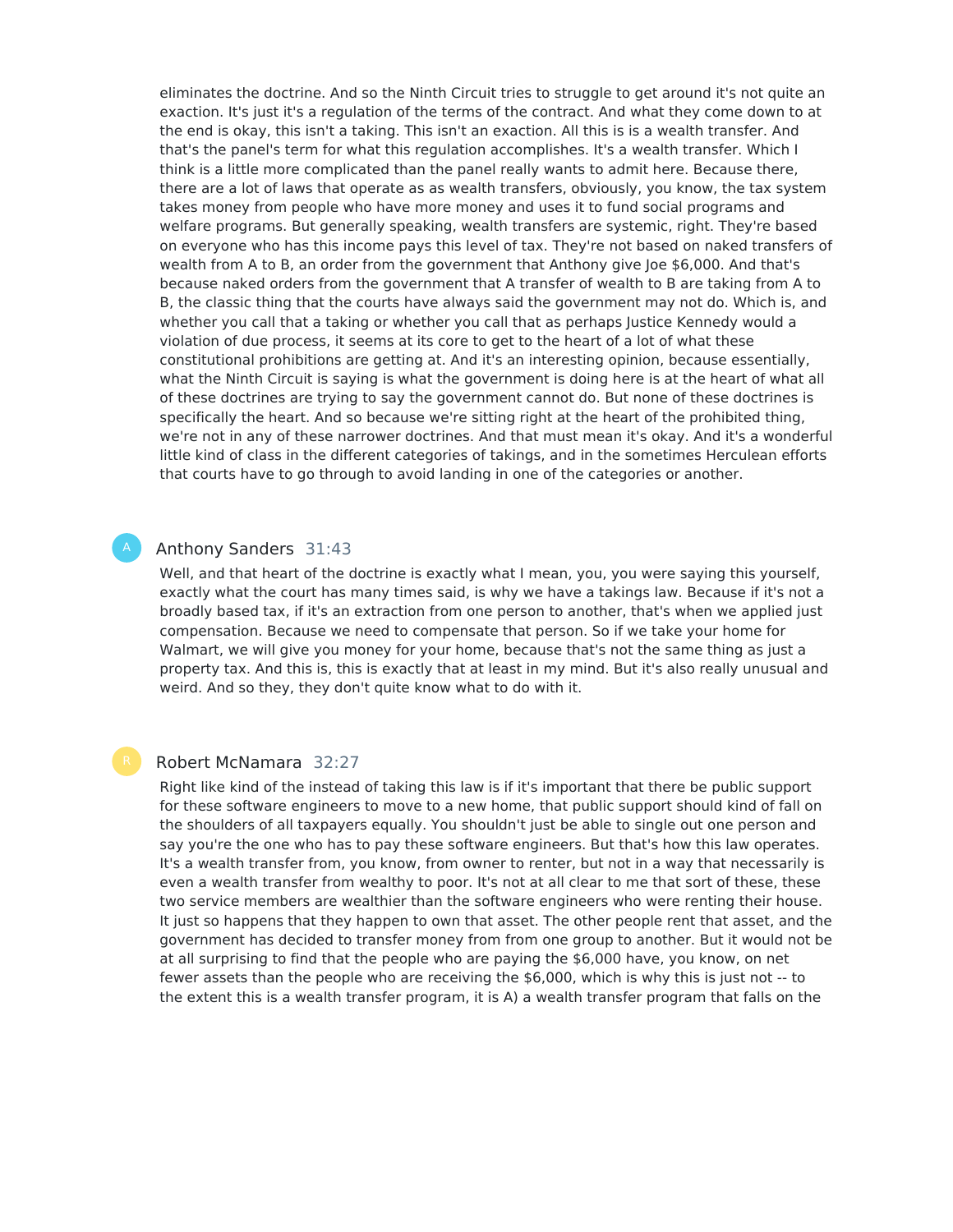eliminates the doctrine. And so the Ninth Circuit tries to struggle to get around it's not quite an exaction. It's just it's a regulation of the terms of the contract. And what they come down to at the end is okay, this isn't a taking. This isn't an exaction. All this is is a wealth transfer. And that's the panel's term for what this regulation accomplishes. It's a wealth transfer. Which I think is a little more complicated than the panel really wants to admit here. Because there, there are a lot of laws that operate as as wealth transfers, obviously, you know, the tax system takes money from people who have more money and uses it to fund social programs and welfare programs. But generally speaking, wealth transfers are systemic, right. They're based on everyone who has this income pays this level of tax. They're not based on naked transfers of wealth from A to B, an order from the government that Anthony give Joe $6,000. And that's because naked orders from the government that A transfer of wealth to B are taking from A to B, the classic thing that the courts have always said the government may not do. Which is, and whether you call that a taking or whether you call that as perhaps Justice Kennedy would a violation of due process, it seems at its core to get to the heart of a lot of what these constitutional prohibitions are getting at. And it's an interesting opinion, because essentially, what the Ninth Circuit is saying is what the government is doing here is at the heart of what all of these doctrines are trying to say the government cannot do. But none of these doctrines is specifically the heart. And so because we're sitting right at the heart of the prohibited thing, we're not in any of these narrower doctrines. And that must mean it's okay. And it's a wonderful little kind of class in the different categories of takings, and in the sometimes Herculean efforts that courts have to go through to avoid landing in one of the categories or another.

A

Anthony Sanders 31:43

Well, and that heart of the doctrine is exactly what I mean, you, you were saying this yourself, exactly what the court has many times said, is why we have a takings law. Because if it's not a broadly based tax, if it's an extraction from one person to another, that's when we applied just compensation. Because we need to compensate that person. So if we take your home for Walmart, we will give you money for your home, because that's not the same thing as just a property tax. And this is, this is exactly that at least in my mind. But it's also really unusual and weird. And so they, they don't quite know what to do with it.

R

Robert McNamara 32:27

Right like kind of the instead of taking this law is if it's important that there be public support for these software engineers to move to a new home, that public support should kind of fall on the shoulders of all taxpayers equally. You shouldn't just be able to single out one person and say you're the one who has to pay these software engineers. But that's how this law operates. It's a wealth transfer from, you know, from owner to renter, but not in a way that necessarily is even a wealth transfer from wealthy to poor. It's not at all clear to me that sort of these, these two service members are wealthier than the software engineers who were renting their house. It just so happens that they happen to own that asset. The other people rent that asset, and the government has decided to transfer money from from one group to another. But it would not be at all surprising to find that the people who are paying the $6,000 have, you know, on net fewer assets than the people who are receiving the $6,000, which is why this is just not -- to the extent this is a wealth transfer program, it is A) a wealth transfer program that falls on the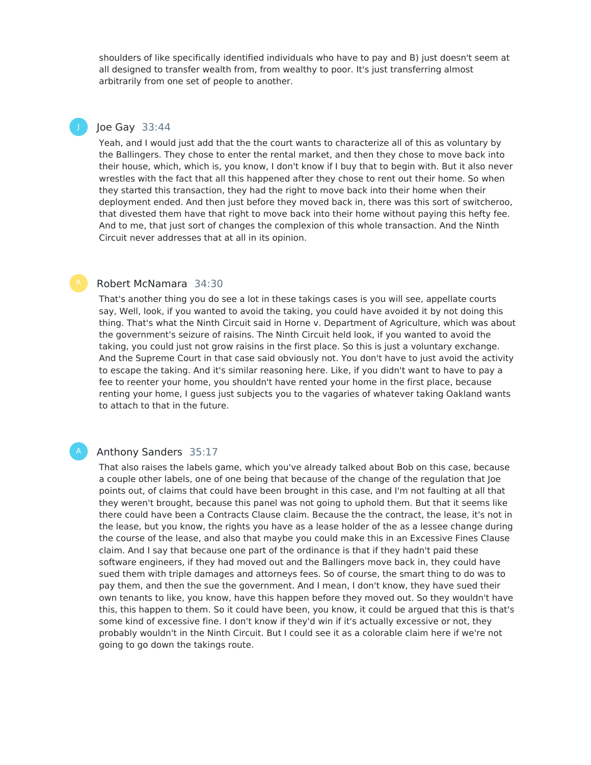shoulders of like specifically identified individuals who have to pay and B) just doesn't seem at all designed to transfer wealth from, from wealthy to poor. It's just transferring almost arbitrarily from one set of people to another.

**Joe Gay** 33:44

Yeah, and I would just add that the the court wants to characterize all of this as voluntary by the Ballingers. They chose to enter the rental market, and then they chose to move back into their house, which, which is, you know, I don't know if I buy that to begin with. But it also never wrestles with the fact that all this happened after they chose to rent out their home. So when they started this transaction, they had the right to move back into their home when their deployment ended. And then just before they moved back in, there was this sort of switcheroo, that divested them have that right to move back into their home without paying this hefty fee. And to me, that just sort of changes the complexion of this whole transaction. And the Ninth Circuit never addresses that at all in its opinion.

**Robert McNamara** 34:30

That's another thing you do see a lot in these takings cases is you will see, appellate courts say, Well, look, if you wanted to avoid the taking, you could have avoided it by not doing this thing. That's what the Ninth Circuit said in Horne v. Department of Agriculture, which was about the government's seizure of raisins. The Ninth Circuit held look, if you wanted to avoid the taking, you could just not grow raisins in the first place. So this is just a voluntary exchange. And the Supreme Court in that case said obviously not. You don't have to just avoid the activity to escape the taking. And it's similar reasoning here. Like, if you didn't want to have to pay a fee to reenter your home, you shouldn't have rented your home in the first place, because renting your home, I guess just subjects you to the vagaries of whatever taking Oakland wants to attach to that in the future.

**Anthony Sanders** 35:17

That also raises the labels game, which you've already talked about Bob on this case, because a couple other labels, one of one being that because of the change of the regulation that Joe points out, of claims that could have been brought in this case, and I'm not faulting at all that they weren't brought, because this panel was not going to uphold them. But that it seems like there could have been a Contracts Clause claim. Because the the contract, the lease, it's not in the lease, but you know, the rights you have as a lease holder of the as a lessee change during the course of the lease, and also that maybe you could make this in an Excessive Fines Clause claim. And I say that because one part of the ordinance is that if they hadn't paid these software engineers, if they had moved out and the Ballingers move back in, they could have sued them with triple damages and attorneys fees. So of course, the smart thing to do was to pay them, and then the sue the government. And I mean, I don't know, they have sued their own tenants to like, you know, have this happen before they moved out. So they wouldn't have this, this happen to them. So it could have been, you know, it could be argued that this is that's some kind of excessive fine. I don't know if they'd win if it's actually excessive or not, they probably wouldn't in the Ninth Circuit. But I could see it as a colorable claim here if we're not going to go down the takings route.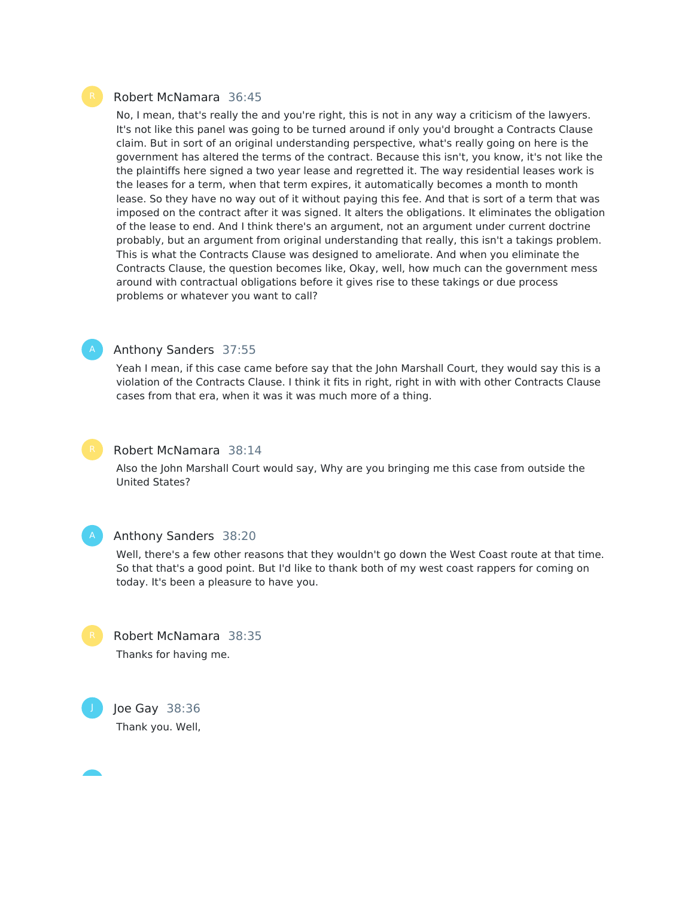**Robert McNamara** 36:45

No, I mean, that's really the and you're right, this is not in any way a criticism of the lawyers. It's not like this panel was going to be turned around if only you'd brought a Contracts Clause claim. But in sort of an original understanding perspective, what's really going on here is the government has altered the terms of the contract. Because this isn't, you know, it's not like the the plaintiffs here signed a two year lease and regretted it. The way residential leases work is the leases for a term, when that term expires, it automatically becomes a month to month lease. So they have no way out of it without paying this fee. And that is sort of a term that was imposed on the contract after it was signed. It alters the obligations. It eliminates the obligation of the lease to end. And I think there's an argument, not an argument under current doctrine probably, but an argument from original understanding that really, this isn't a takings problem. This is what the Contracts Clause was designed to ameliorate. And when you eliminate the Contracts Clause, the question becomes like, Okay, well, how much can the government mess around with contractual obligations before it gives rise to these takings or due process problems or whatever you want to call?

**Anthony Sanders** 37:55

Yeah I mean, if this case came before say that the John Marshall Court, they would say this is a violation of the Contracts Clause. I think it fits in right, right in with with other Contracts Clause cases from that era, when it was it was much more of a thing.

**Robert McNamara** 38:14

Also the John Marshall Court would say, Why are you bringing me this case from outside the United States?

**Anthony Sanders** 38:20

Well, there's a few other reasons that they wouldn't go down the West Coast route at that time. So that that's a good point. But I'd like to thank both of my west coast rappers for coming on today. It's been a pleasure to have you.

**Robert McNamara** 38:35

Thanks for having me.

**Joe Gay** 38:36

Thank you. Well,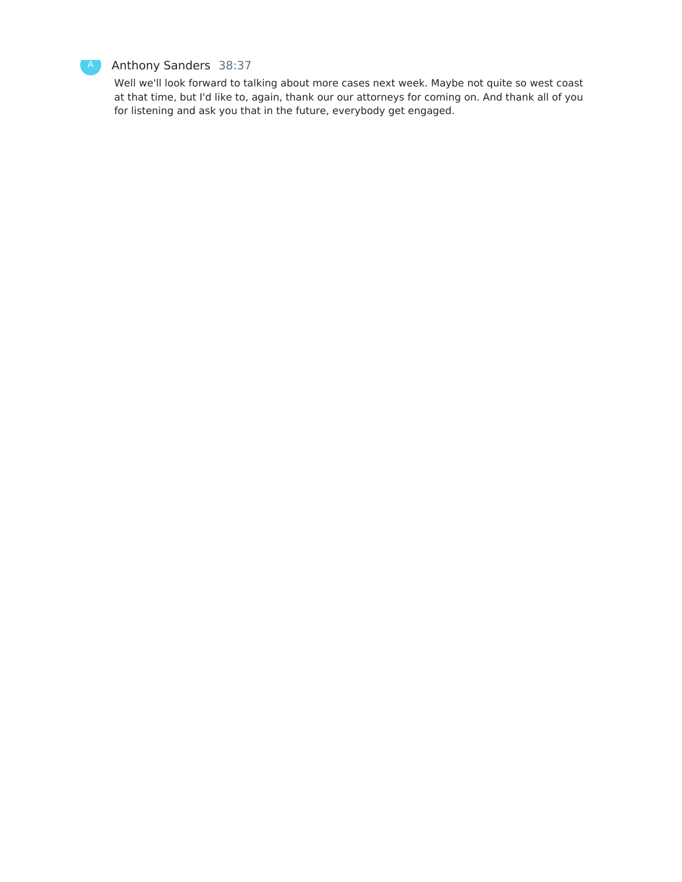Anthony Sanders 38:37

Well we'll look forward to talking about more cases next week. Maybe not quite so west coast at that time, but I'd like to, again, thank our our attorneys for coming on. And thank all of you for listening and ask you that in the future, everybody get engaged.